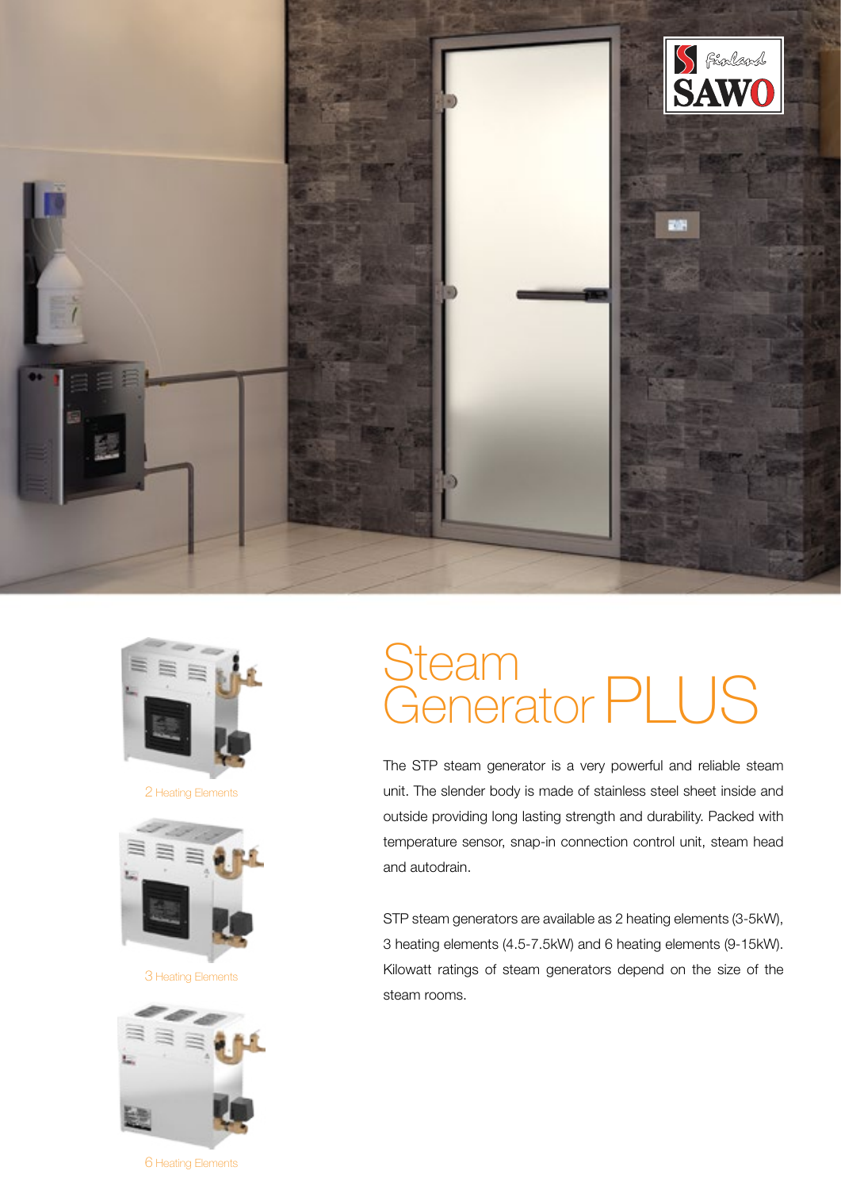# Steam Generator PLUS

The STP steam generator is a very powerful and reliable steam unit. The slender body is made of stainless steel sheet inside and outside providing long lasting strength and durability. Packed with temperature sensor, snap-in connection control unit, steam head and autodrain.

STP steam generators are available as 2 heating elements (3-5kW), 3 heating elements (4.5-7.5kW) and 6 heating elements (9-15kW). Kilowatt ratings of steam generators depend on the size of the steam rooms.

2 Heating Elements

3 Heating Elements

6 Heating Elements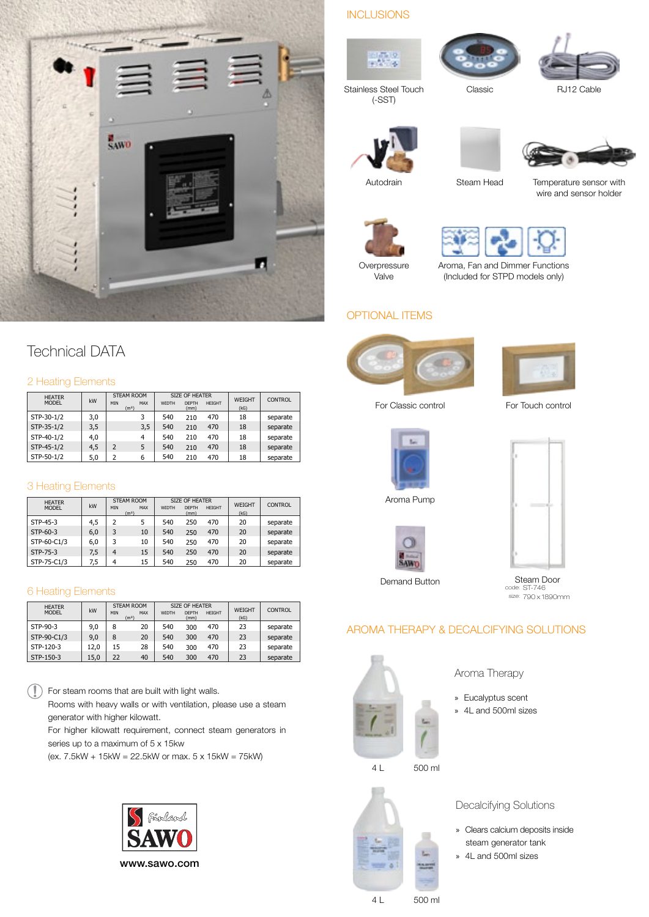# Technical DATA

## 2 Heating Elements

| HEATER MODEL | kW | STEAM ROOM MIN (m³) | STEAM ROOM MAX (m³) | SIZE OF HEATER WIDTH (mm) | SIZE OF HEATER DEPTH (mm) | SIZE OF HEATER HEIGHT (mm) | WEIGHT (kG) | CONTROL |
|---|---|---|---|---|---|---|---|---|
| STP-30-1/2 | 3,0 | | 3 | 540 | 210 | 470 | 18 | separate |
| STP-35-1/2 | 3,5 | | 3,5 | 540 | 210 | 470 | 18 | separate |
| STP-40-1/2 | 4,0 | | 4 | 540 | 210 | 470 | 18 | separate |
| STP-45-1/2 | 4,5 | 2 | 5 | 540 | 210 | 470 | 18 | separate |
| STP-50-1/2 | 5,0 | 2 | 6 | 540 | 210 | 470 | 18 | separate |

## 3 Heating Elements

| HEATER MODEL | kW | STEAM ROOM MIN (m³) | STEAM ROOM MAX (m³) | SIZE OF HEATER WIDTH (mm) | SIZE OF HEATER DEPTH (mm) | SIZE OF HEATER HEIGHT (mm) | WEIGHT (kG) | CONTROL |
|---|---|---|---|---|---|---|---|---|
| STP-45-3 | 4,5 | 2 | 5 | 540 | 250 | 470 | 20 | separate |
| STP-60-3 | 6,0 | 3 | 10 | 540 | 250 | 470 | 20 | separate |
| STP-60-C1/3 | 6,0 | 3 | 10 | 540 | 250 | 470 | 20 | separate |
| STP-75-3 | 7,5 | 4 | 15 | 540 | 250 | 470 | 20 | separate |
| STP-75-C1/3 | 7,5 | 4 | 15 | 540 | 250 | 470 | 20 | separate |

## 6 Heating Elements

| HEATER MODEL | kW | STEAM ROOM MIN (m³) | STEAM ROOM MAX (m³) | SIZE OF HEATER WIDTH (mm) | SIZE OF HEATER DEPTH (mm) | SIZE OF HEATER HEIGHT (mm) | WEIGHT (kG) | CONTROL |
|---|---|---|---|---|---|---|---|---|
| STP-90-3 | 9,0 | 8 | 20 | 540 | 300 | 470 | 23 | separate |
| STP-90-C1/3 | 9,0 | 8 | 20 | 540 | 300 | 470 | 23 | separate |
| STP-120-3 | 12,0 | 15 | 28 | 540 | 300 | 470 | 23 | separate |
| STP-150-3 | 15,0 | 22 | 40 | 540 | 300 | 470 | 23 | separate |

For steam rooms that are built with light walls.
Rooms with heavy walls or with ventilation, please use a steam generator with higher kilowatt.
For higher kilowatt requirement, connect steam generators in series up to a maximum of 5 x 15kw
(ex. 7.5kW + 15kW = 22.5kW or max. 5 x 15kW = 75kW)

SAWO Finland

www.sawo.com

## INCLUSIONS

Stainless Steel Touch (-SST)

Classic

RJ12 Cable

Autodrain

Steam Head

Temperature sensor with wire and sensor holder

Overpressure Valve

Aroma, Fan and Dimmer Functions (Included for STPD models only)

## OPTIONAL ITEMS

For Classic control

For Touch control

Aroma Pump

Demand Button

Steam Door
code: ST-746
size: 790 x 1890mm

## AROMA THERAPY & DECALCIFYING SOLUTIONS

4 L

500 ml

### Aroma Therapy

» Eucalyptus scent
» 4L and 500ml sizes

4 L

500 ml

### Decalcifying Solutions

» Clears calcium deposits inside steam generator tank
» 4L and 500ml sizes